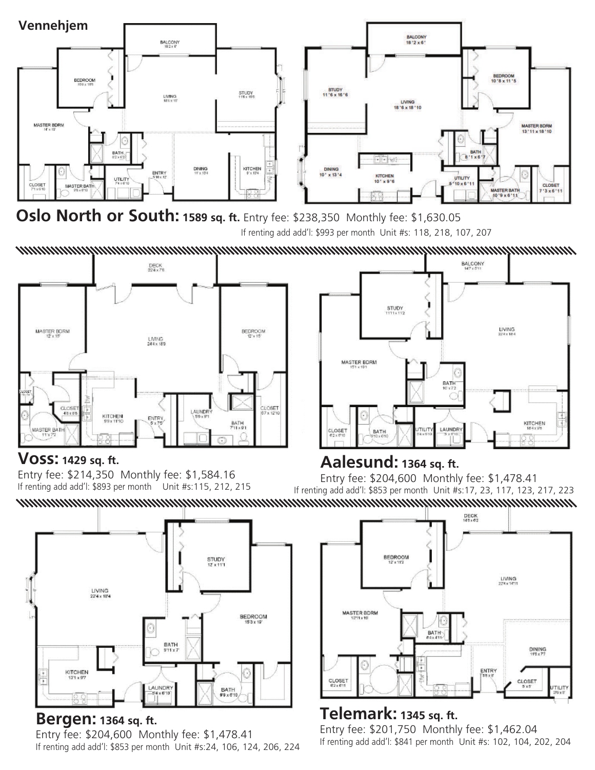# Vennehjem

**Oslo North or South: 1589 sq. ft.** Entry fee: $238,350 Monthly fee: $1,630.05

If renting add add'l: $993 per month Unit #s: 118, 218, 107, 207

**Voss: 1429 sq. ft.**

Entry fee: $214,350 Monthly fee: $1,584.16

If renting add add'l: $893 per month Unit #s: 115, 212, 215

**Aalesund: 1364 sq. ft.**

Entry fee: $204,600 Monthly fee: $1,478.41

If renting add add'l: $853 per month Unit #s: 17, 23, 117, 123, 217, 223

**Bergen: 1364 sq. ft.**

Entry fee: $204,600 Monthly fee: $1,478.41

If renting add add'l: $853 per month Unit #s: 24, 106, 124, 206, 224

**Telemark: 1345 sq. ft.**

Entry fee: $201,750 Monthly fee: $1,462.04

If renting add add'l: $841 per month Unit #s: 102, 104, 202, 204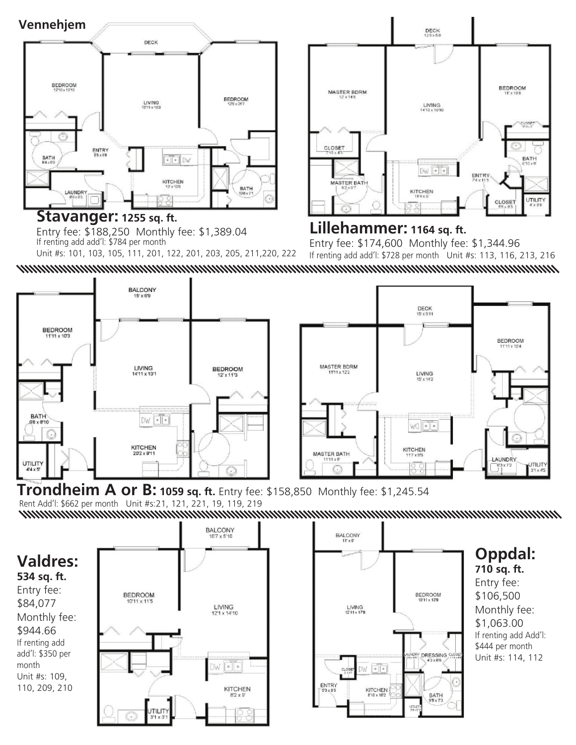## Vennehjem

### Stavanger: 1255 sq. ft.

Entry fee: $188,250 Monthly fee: $1,389.04
If renting add add'l: $784 per month
Unit #s: 101, 103, 105, 111, 201, 122, 201, 203, 205, 211,220, 222

### Lillehammer: 1164 sq. ft.

Entry fee: $174,600 Monthly fee: $1,344.96
If renting add add'l: $728 per month Unit #s: 113, 116, 213, 216

### Trondheim A or B: 1059 sq. ft.

Entry fee: $158,850 Monthly fee: $1,245.54
Rent Add'l: $662 per month Unit #s:21, 121, 221, 19, 119, 219

### Valdres:

534 sq. ft.
Entry fee: $84,077
Monthly fee: $944.66
If renting add add'l: $350 per month
Unit #s: 109, 110, 209, 210

### Oppdal:

710 sq. ft.
Entry fee: $106,500
Monthly fee: $1,063.00
If renting add Add'l: $444 per month
Unit #s: 114, 112